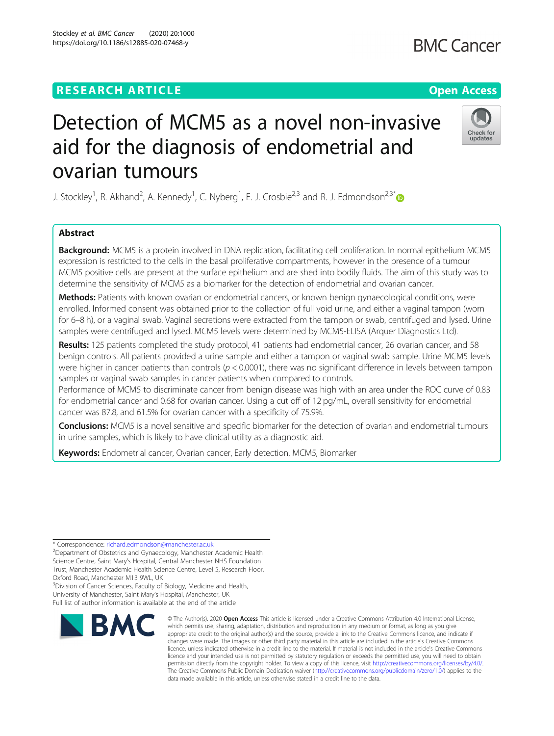RESEARCH ARTICLE

Open Access

# Detection of MCM5 as a novel non-invasive aid for the diagnosis of endometrial and ovarian tumours

J. Stockley[1], R. Akhand[2], A. Kennedy[1], C. Nyberg[1], E. J. Crosbie[2,3] and R. J. Edmondson[2,3*]

## Abstract

**Background:** MCM5 is a protein involved in DNA replication, facilitating cell proliferation. In normal epithelium MCM5 expression is restricted to the cells in the basal proliferative compartments, however in the presence of a tumour MCM5 positive cells are present at the surface epithelium and are shed into bodily fluids. The aim of this study was to determine the sensitivity of MCM5 as a biomarker for the detection of endometrial and ovarian cancer.

**Methods:** Patients with known ovarian or endometrial cancers, or known benign gynaecological conditions, were enrolled. Informed consent was obtained prior to the collection of full void urine, and either a vaginal tampon (worn for 6–8 h), or a vaginal swab. Vaginal secretions were extracted from the tampon or swab, centrifuged and lysed. Urine samples were centrifuged and lysed. MCM5 levels were determined by MCM5-ELISA (Arquer Diagnostics Ltd).

**Results:** 125 patients completed the study protocol, 41 patients had endometrial cancer, 26 ovarian cancer, and 58 benign controls. All patients provided a urine sample and either a tampon or vaginal swab sample. Urine MCM5 levels were higher in cancer patients than controls ($p < 0.0001$), there was no significant difference in levels between tampon samples or vaginal swab samples in cancer patients when compared to controls.

Performance of MCM5 to discriminate cancer from benign disease was high with an area under the ROC curve of 0.83 for endometrial cancer and 0.68 for ovarian cancer. Using a cut off of 12 pg/mL, overall sensitivity for endometrial cancer was 87.8, and 61.5% for ovarian cancer with a specificity of 75.9%.

**Conclusions:** MCM5 is a novel sensitive and specific biomarker for the detection of ovarian and endometrial tumours in urine samples, which is likely to have clinical utility as a diagnostic aid.

**Keywords:** Endometrial cancer, Ovarian cancer, Early detection, MCM5, Biomarker

---

* Correspondence: richard.edmondson@manchester.ac.uk
[2]Department of Obstetrics and Gynaecology, Manchester Academic Health Science Centre, Saint Mary's Hospital, Central Manchester NHS Foundation Trust, Manchester Academic Health Science Centre, Level 5, Research Floor, Oxford Road, Manchester M13 9WL, UK
[3]Division of Cancer Sciences, Faculty of Biology, Medicine and Health, University of Manchester, Saint Mary's Hospital, Manchester, UK
Full list of author information is available at the end of the article

© The Author(s). 2020 **Open Access** This article is licensed under a Creative Commons Attribution 4.0 International License, which permits use, sharing, adaptation, distribution and reproduction in any medium or format, as long as you give appropriate credit to the original author(s) and the source, provide a link to the Creative Commons licence, and indicate if changes were made. The images or other third party material in this article are included in the article's Creative Commons licence, unless indicated otherwise in a credit line to the material. If material is not included in the article's Creative Commons licence and your intended use is not permitted by statutory regulation or exceeds the permitted use, you will need to obtain permission directly from the copyright holder. To view a copy of this licence, visit http://creativecommons.org/licenses/by/4.0/. The Creative Commons Public Domain Dedication waiver (http://creativecommons.org/publicdomain/zero/1.0/) applies to the data made available in this article, unless otherwise stated in a credit line to the data.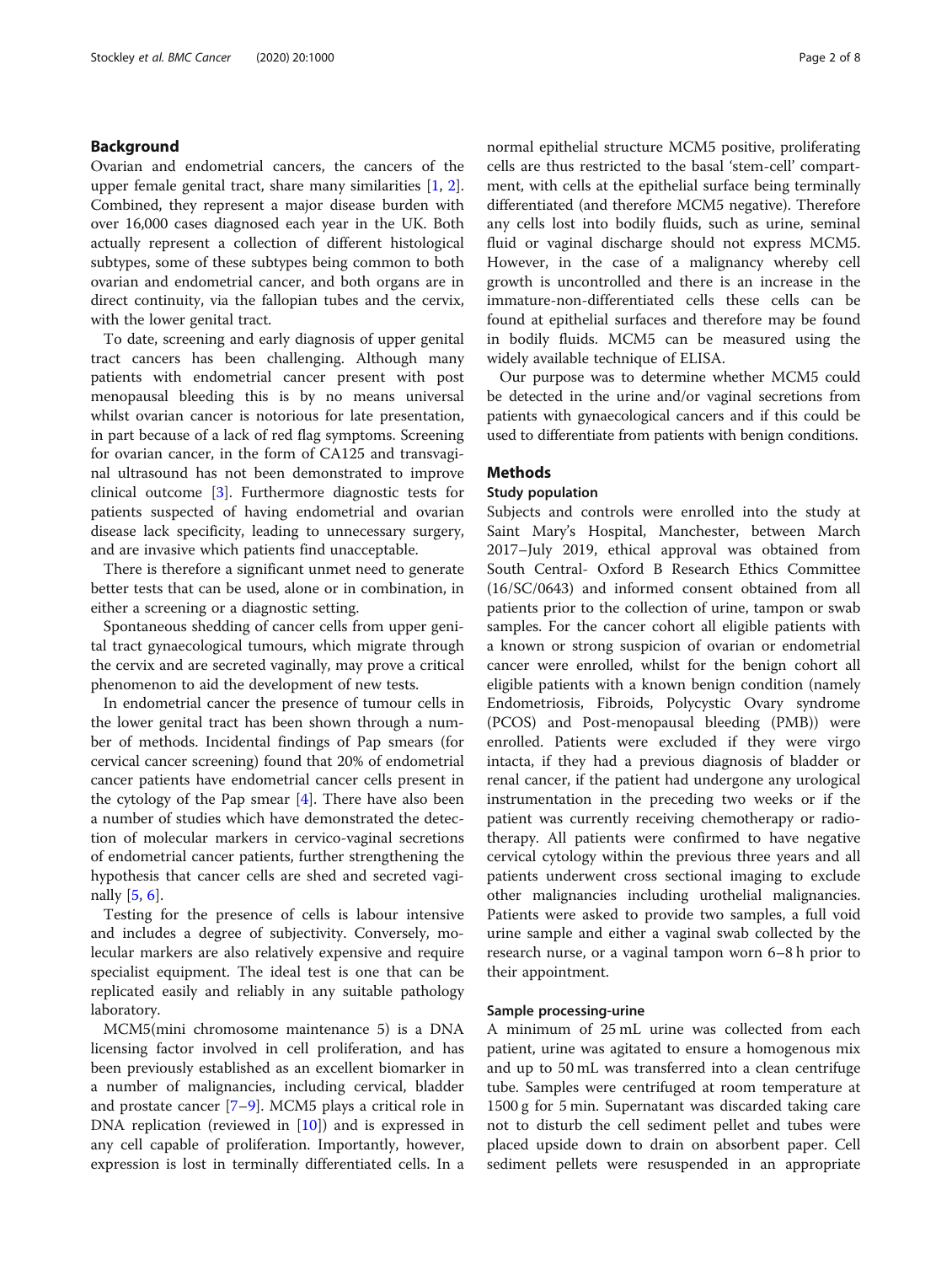## Background

Ovarian and endometrial cancers, the cancers of the upper female genital tract, share many similarities [1, 2]. Combined, they represent a major disease burden with over 16,000 cases diagnosed each year in the UK. Both actually represent a collection of different histological subtypes, some of these subtypes being common to both ovarian and endometrial cancer, and both organs are in direct continuity, via the fallopian tubes and the cervix, with the lower genital tract.

To date, screening and early diagnosis of upper genital tract cancers has been challenging. Although many patients with endometrial cancer present with post menopausal bleeding this is by no means universal whilst ovarian cancer is notorious for late presentation, in part because of a lack of red flag symptoms. Screening for ovarian cancer, in the form of CA125 and transvaginal ultrasound has not been demonstrated to improve clinical outcome [3]. Furthermore diagnostic tests for patients suspected of having endometrial and ovarian disease lack specificity, leading to unnecessary surgery, and are invasive which patients find unacceptable.

There is therefore a significant unmet need to generate better tests that can be used, alone or in combination, in either a screening or a diagnostic setting.

Spontaneous shedding of cancer cells from upper genital tract gynaecological tumours, which migrate through the cervix and are secreted vaginally, may prove a critical phenomenon to aid the development of new tests.

In endometrial cancer the presence of tumour cells in the lower genital tract has been shown through a number of methods. Incidental findings of Pap smears (for cervical cancer screening) found that 20% of endometrial cancer patients have endometrial cancer cells present in the cytology of the Pap smear [4]. There have also been a number of studies which have demonstrated the detection of molecular markers in cervico-vaginal secretions of endometrial cancer patients, further strengthening the hypothesis that cancer cells are shed and secreted vaginally [5, 6].

Testing for the presence of cells is labour intensive and includes a degree of subjectivity. Conversely, molecular markers are also relatively expensive and require specialist equipment. The ideal test is one that can be replicated easily and reliably in any suitable pathology laboratory.

MCM5(mini chromosome maintenance 5) is a DNA licensing factor involved in cell proliferation, and has been previously established as an excellent biomarker in a number of malignancies, including cervical, bladder and prostate cancer [7–9]. MCM5 plays a critical role in DNA replication (reviewed in [10]) and is expressed in any cell capable of proliferation. Importantly, however, expression is lost in terminally differentiated cells. In a normal epithelial structure MCM5 positive, proliferating cells are thus restricted to the basal 'stem-cell' compartment, with cells at the epithelial surface being terminally differentiated (and therefore MCM5 negative). Therefore any cells lost into bodily fluids, such as urine, seminal fluid or vaginal discharge should not express MCM5. However, in the case of a malignancy whereby cell growth is uncontrolled and there is an increase in the immature-non-differentiated cells these cells can be found at epithelial surfaces and therefore may be found in bodily fluids. MCM5 can be measured using the widely available technique of ELISA.

Our purpose was to determine whether MCM5 could be detected in the urine and/or vaginal secretions from patients with gynaecological cancers and if this could be used to differentiate from patients with benign conditions.

## Methods

### Study population

Subjects and controls were enrolled into the study at Saint Mary's Hospital, Manchester, between March 2017–July 2019, ethical approval was obtained from South Central- Oxford B Research Ethics Committee (16/SC/0643) and informed consent obtained from all patients prior to the collection of urine, tampon or swab samples. For the cancer cohort all eligible patients with a known or strong suspicion of ovarian or endometrial cancer were enrolled, whilst for the benign cohort all eligible patients with a known benign condition (namely Endometriosis, Fibroids, Polycystic Ovary syndrome (PCOS) and Post-menopausal bleeding (PMB)) were enrolled. Patients were excluded if they were virgo intacta, if they had a previous diagnosis of bladder or renal cancer, if the patient had undergone any urological instrumentation in the preceding two weeks or if the patient was currently receiving chemotherapy or radiotherapy. All patients were confirmed to have negative cervical cytology within the previous three years and all patients underwent cross sectional imaging to exclude other malignancies including urothelial malignancies. Patients were asked to provide two samples, a full void urine sample and either a vaginal swab collected by the research nurse, or a vaginal tampon worn 6–8 h prior to their appointment.

### Sample processing-urine

A minimum of 25 mL urine was collected from each patient, urine was agitated to ensure a homogenous mix and up to 50 mL was transferred into a clean centrifuge tube. Samples were centrifuged at room temperature at 1500 g for 5 min. Supernatant was discarded taking care not to disturb the cell sediment pellet and tubes were placed upside down to drain on absorbent paper. Cell sediment pellets were resuspended in an appropriate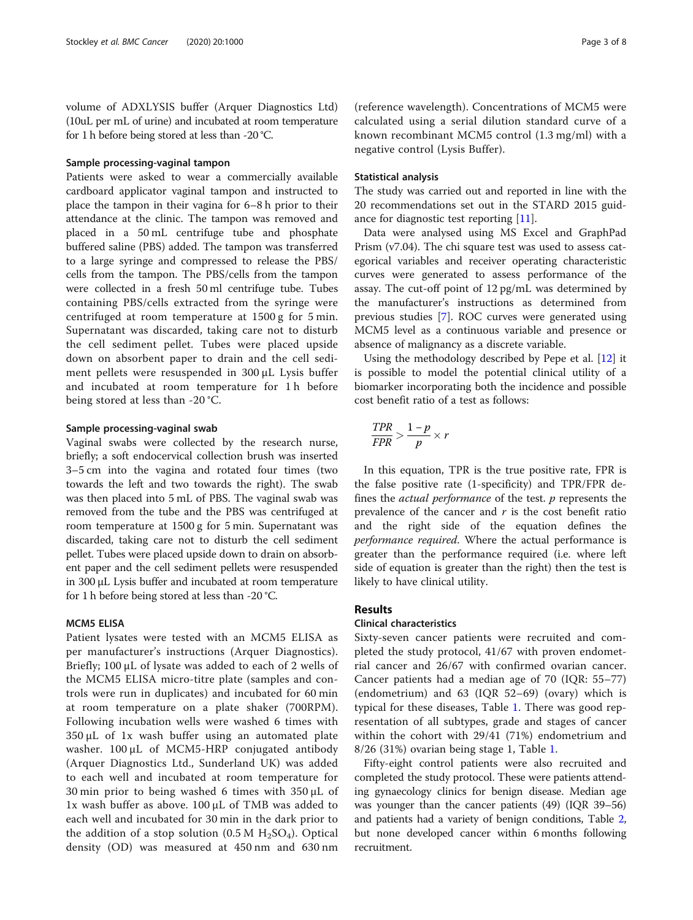volume of ADXLYSIS buffer (Arquer Diagnostics Ltd) (10uL per mL of urine) and incubated at room temperature for 1 h before being stored at less than -20 °C.

#### Sample processing-vaginal tampon

Patients were asked to wear a commercially available cardboard applicator vaginal tampon and instructed to place the tampon in their vagina for 6–8 h prior to their attendance at the clinic. The tampon was removed and placed in a 50 mL centrifuge tube and phosphate buffered saline (PBS) added. The tampon was transferred to a large syringe and compressed to release the PBS/cells from the tampon. The PBS/cells from the tampon were collected in a fresh 50 ml centrifuge tube. Tubes containing PBS/cells extracted from the syringe were centrifuged at room temperature at 1500 g for 5 min. Supernatant was discarded, taking care not to disturb the cell sediment pellet. Tubes were placed upside down on absorbent paper to drain and the cell sediment pellets were resuspended in 300 μL Lysis buffer and incubated at room temperature for 1 h before being stored at less than -20 °C.

#### Sample processing-vaginal swab

Vaginal swabs were collected by the research nurse, briefly; a soft endocervical collection brush was inserted 3–5 cm into the vagina and rotated four times (two towards the left and two towards the right). The swab was then placed into 5 mL of PBS. The vaginal swab was removed from the tube and the PBS was centrifuged at room temperature at 1500 g for 5 min. Supernatant was discarded, taking care not to disturb the cell sediment pellet. Tubes were placed upside down to drain on absorbent paper and the cell sediment pellets were resuspended in 300 μL Lysis buffer and incubated at room temperature for 1 h before being stored at less than -20 °C.

#### MCM5 ELISA

Patient lysates were tested with an MCM5 ELISA as per manufacturer's instructions (Arquer Diagnostics). Briefly; 100 μL of lysate was added to each of 2 wells of the MCM5 ELISA micro-titre plate (samples and controls were run in duplicates) and incubated for 60 min at room temperature on a plate shaker (700RPM). Following incubation wells were washed 6 times with 350 μL of 1x wash buffer using an automated plate washer. 100 μL of MCM5-HRP conjugated antibody (Arquer Diagnostics Ltd., Sunderland UK) was added to each well and incubated at room temperature for 30 min prior to being washed 6 times with 350 μL of 1x wash buffer as above. 100 μL of TMB was added to each well and incubated for 30 min in the dark prior to the addition of a stop solution (0.5 M $H_2SO_4$). Optical density (OD) was measured at 450 nm and 630 nm (reference wavelength). Concentrations of MCM5 were calculated using a serial dilution standard curve of a known recombinant MCM5 control (1.3 mg/ml) with a negative control (Lysis Buffer).

#### Statistical analysis

The study was carried out and reported in line with the 20 recommendations set out in the STARD 2015 guidance for diagnostic test reporting [11].

Data were analysed using MS Excel and GraphPad Prism (v7.04). The chi square test was used to assess categorical variables and receiver operating characteristic curves were generated to assess performance of the assay. The cut-off point of 12 pg/mL was determined by the manufacturer's instructions as determined from previous studies [7]. ROC curves were generated using MCM5 level as a continuous variable and presence or absence of malignancy as a discrete variable.

Using the methodology described by Pepe et al. [12] it is possible to model the potential clinical utility of a biomarker incorporating both the incidence and possible cost benefit ratio of a test as follows:

$$\frac{TPR}{FPR} > \frac{1-p}{p} \times r$$

In this equation, TPR is the true positive rate, FPR is the false positive rate (1-specificity) and TPR/FPR defines the *actual performance* of the test. $p$ represents the prevalence of the cancer and $r$ is the cost benefit ratio and the right side of the equation defines the *performance required*. Where the actual performance is greater than the performance required (i.e. where left side of equation is greater than the right) then the test is likely to have clinical utility.

## Results

### Clinical characteristics

Sixty-seven cancer patients were recruited and completed the study protocol, 41/67 with proven endometrial cancer and 26/67 with confirmed ovarian cancer. Cancer patients had a median age of 70 (IQR: 55–77) (endometrium) and 63 (IQR 52–69) (ovary) which is typical for these diseases, Table 1. There was good representation of all subtypes, grade and stages of cancer within the cohort with 29/41 (71%) endometrium and 8/26 (31%) ovarian being stage 1, Table 1.

Fifty-eight control patients were also recruited and completed the study protocol. These were patients attending gynaecology clinics for benign disease. Median age was younger than the cancer patients (49) (IQR 39–56) and patients had a variety of benign conditions, Table 2, but none developed cancer within 6 months following recruitment.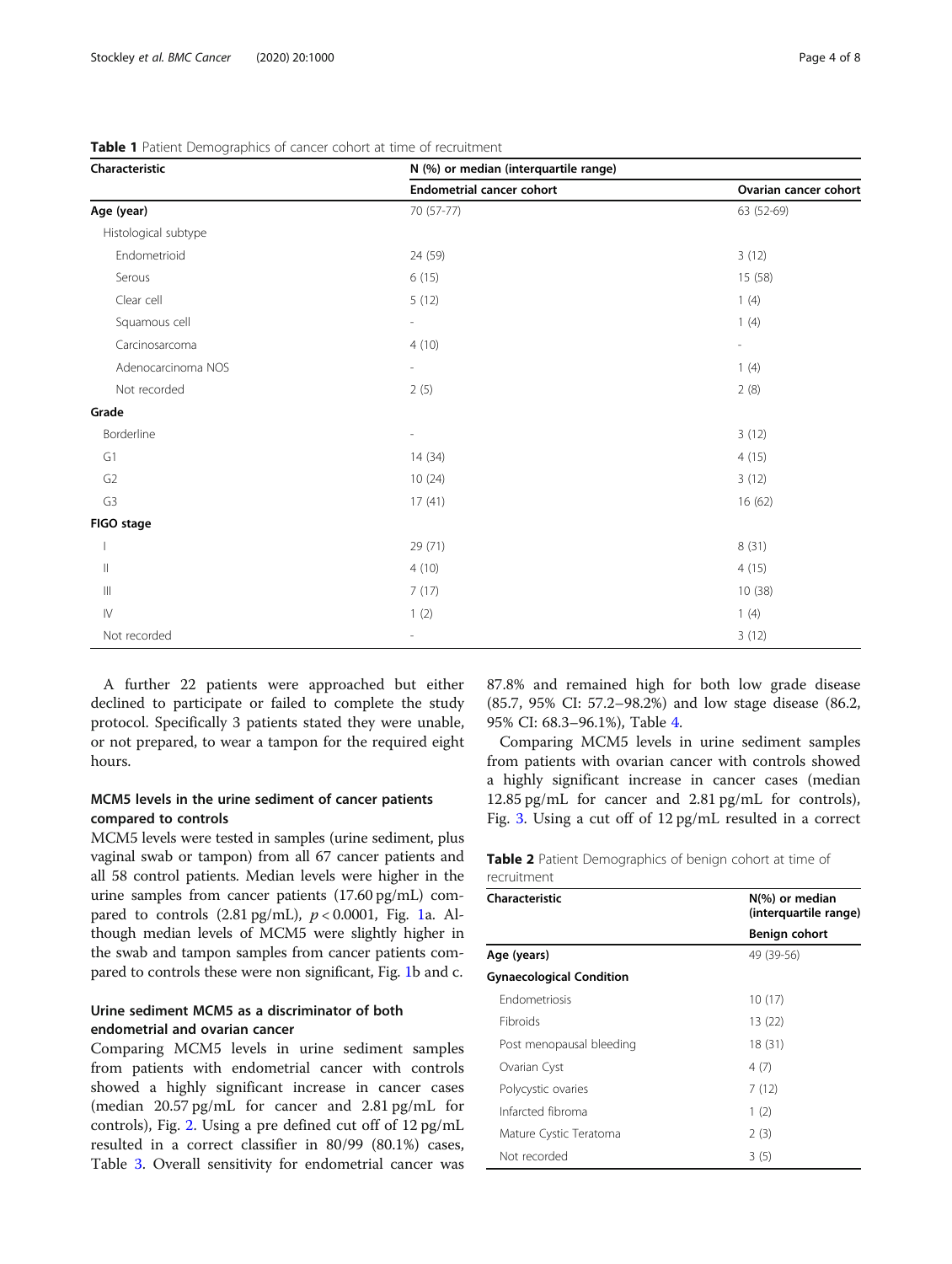**Table 1** Patient Demographics of cancer cohort at time of recruitment

| Characteristic | N (%) or median (interquartile range) | |
|---|---|---|
| | Endometrial cancer cohort | Ovarian cancer cohort |
| **Age (year)** | 70 (57-77) | 63 (52-69) |
| Histological subtype | | |
| Endometrioid | 24 (59) | 3 (12) |
| Serous | 6 (15) | 15 (58) |
| Clear cell | 5 (12) | 1 (4) |
| Squamous cell | - | 1 (4) |
| Carcinosarcoma | 4 (10) | - |
| Adenocarcinoma NOS | - | 1 (4) |
| Not recorded | 2 (5) | 2 (8) |
| **Grade** | | |
| Borderline | - | 3 (12) |
| G1 | 14 (34) | 4 (15) |
| G2 | 10 (24) | 3 (12) |
| G3 | 17 (41) | 16 (62) |
| **FIGO stage** | | |
| I | 29 (71) | 8 (31) |
| II | 4 (10) | 4 (15) |
| III | 7 (17) | 10 (38) |
| IV | 1 (2) | 1 (4) |
| Not recorded | - | 3 (12) |

A further 22 patients were approached but either declined to participate or failed to complete the study protocol. Specifically 3 patients stated they were unable, or not prepared, to wear a tampon for the required eight hours.

### MCM5 levels in the urine sediment of cancer patients compared to controls

MCM5 levels were tested in samples (urine sediment, plus vaginal swab or tampon) from all 67 cancer patients and all 58 control patients. Median levels were higher in the urine samples from cancer patients (17.60 pg/mL) compared to controls (2.81 pg/mL), $p < 0.0001$, Fig. 1a. Although median levels of MCM5 were slightly higher in the swab and tampon samples from cancer patients compared to controls these were non significant, Fig. 1b and c.

### Urine sediment MCM5 as a discriminator of both endometrial and ovarian cancer

Comparing MCM5 levels in urine sediment samples from patients with endometrial cancer with controls showed a highly significant increase in cancer cases (median 20.57 pg/mL for cancer and 2.81 pg/mL for controls), Fig. 2. Using a pre defined cut off of 12 pg/mL resulted in a correct classifier in 80/99 (80.1%) cases, Table 3. Overall sensitivity for endometrial cancer was 87.8% and remained high for both low grade disease (85.7, 95% CI: 57.2–98.2%) and low stage disease (86.2, 95% CI: 68.3–96.1%), Table 4.

Comparing MCM5 levels in urine sediment samples from patients with ovarian cancer with controls showed a highly significant increase in cancer cases (median 12.85 pg/mL for cancer and 2.81 pg/mL for controls), Fig. 3. Using a cut off of 12 pg/mL resulted in a correct

**Table 2** Patient Demographics of benign cohort at time of recruitment

| Characteristic | N(%) or median (interquartile range) |
|---|---|
| | Benign cohort |
| **Age (years)** | 49 (39-56) |
| **Gynaecological Condition** | |
| Endometriosis | 10 (17) |
| Fibroids | 13 (22) |
| Post menopausal bleeding | 18 (31) |
| Ovarian Cyst | 4 (7) |
| Polycystic ovaries | 7 (12) |
| Infarcted fibroma | 1 (2) |
| Mature Cystic Teratoma | 2 (3) |
| Not recorded | 3 (5) |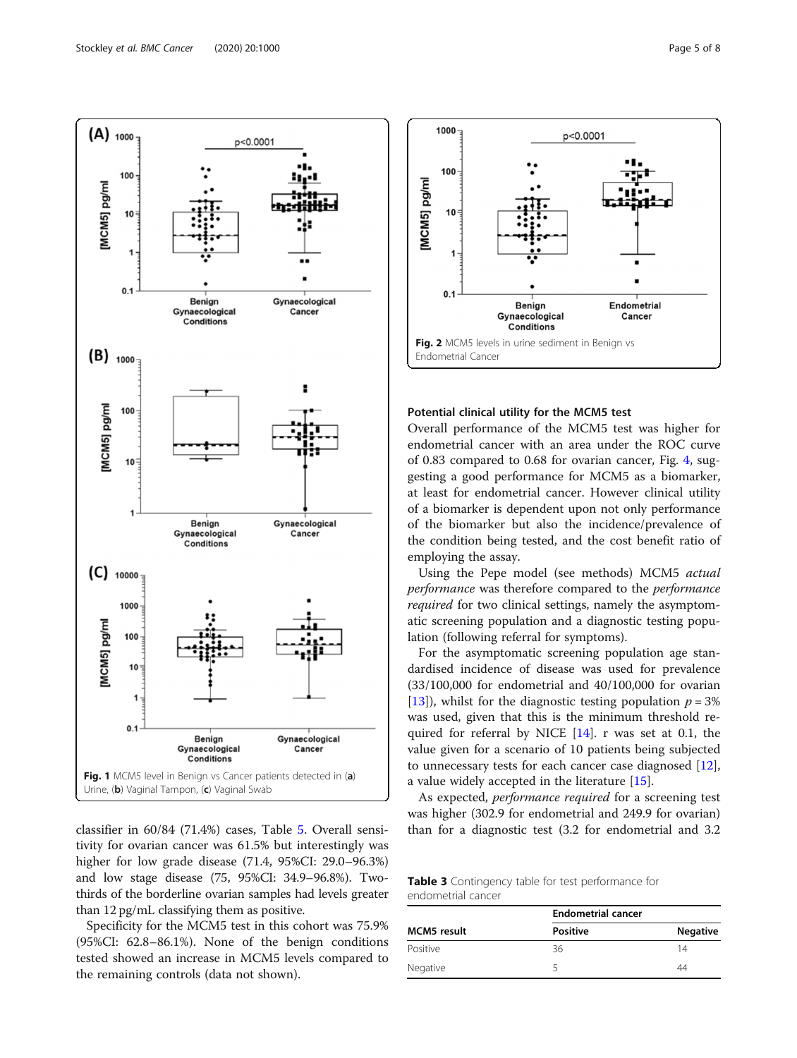Fig. 1 MCM5 level in Benign vs Cancer patients detected in (a) Urine, (b) Vaginal Tampon, (c) Vaginal Swab

classifier in 60/84 (71.4%) cases, Table 5. Overall sensitivity for ovarian cancer was 61.5% but interestingly was higher for low grade disease (71.4, 95%CI: 29.0–96.3%) and low stage disease (75, 95%CI: 34.9–96.8%). Two-thirds of the borderline ovarian samples had levels greater than 12 pg/mL classifying them as positive.

Specificity for the MCM5 test in this cohort was 75.9% (95%CI: 62.8–86.1%). None of the benign conditions tested showed an increase in MCM5 levels compared to the remaining controls (data not shown).

Fig. 2 MCM5 levels in urine sediment in Benign vs Endometrial Cancer

### Potential clinical utility for the MCM5 test

Overall performance of the MCM5 test was higher for endometrial cancer with an area under the ROC curve of 0.83 compared to 0.68 for ovarian cancer, Fig. 4, suggesting a good performance for MCM5 as a biomarker, at least for endometrial cancer. However clinical utility of a biomarker is dependent upon not only performance of the biomarker but also the incidence/prevalence of the condition being tested, and the cost benefit ratio of employing the assay.

Using the Pepe model (see methods) MCM5 *actual performance* was therefore compared to the *performance required* for two clinical settings, namely the asymptomatic screening population and a diagnostic testing population (following referral for symptoms).

For the asymptomatic screening population age standardised incidence of disease was used for prevalence (33/100,000 for endometrial and 40/100,000 for ovarian [13]), whilst for the diagnostic testing population $p = 3\%$ was used, given that this is the minimum threshold required for referral by NICE [14]. r was set at 0.1, the value given for a scenario of 10 patients being subjected to unnecessary tests for each cancer case diagnosed [12], a value widely accepted in the literature [15].

As expected, *performance required* for a screening test was higher (302.9 for endometrial and 249.9 for ovarian) than for a diagnostic test (3.2 for endometrial and 3.2

**Table 3** Contingency table for test performance for endometrial cancer

| | Endometrial cancer | |
|---|---|---|
| MCM5 result | Positive | Negative |
| Positive | 36 | 14 |
| Negative | 5 | 44 |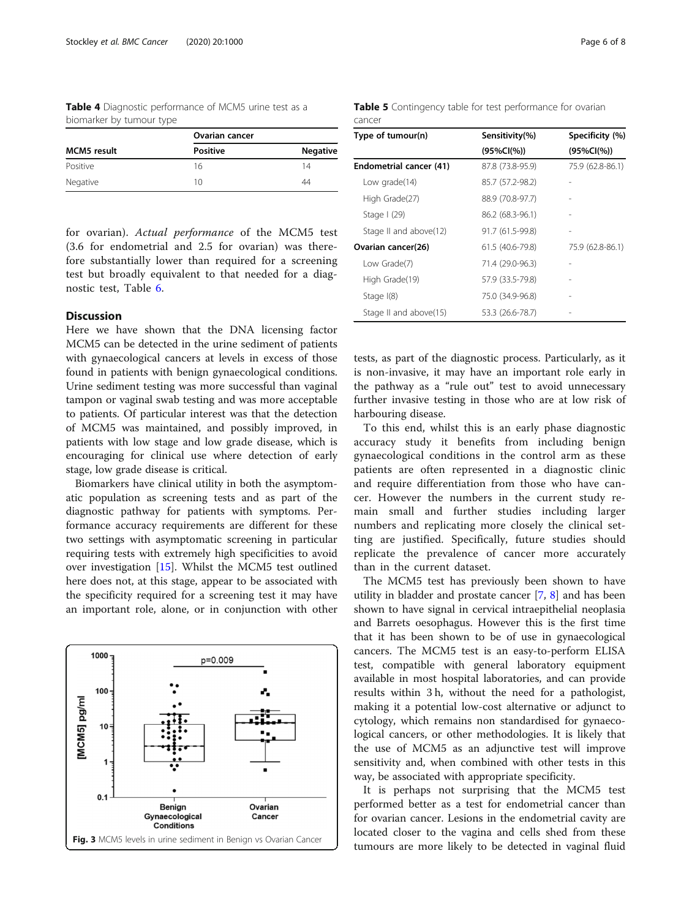Table 4 Diagnostic performance of MCM5 urine test as a biomarker by tumour type

| MCM5 result | Ovarian cancer | |
|---|---|---|
| | Positive | Negative |
| Positive | 16 | 14 |
| Negative | 10 | 44 |

for ovarian). *Actual performance* of the MCM5 test (3.6 for endometrial and 2.5 for ovarian) was therefore substantially lower than required for a screening test but broadly equivalent to that needed for a diagnostic test, Table 6.

## Discussion

Here we have shown that the DNA licensing factor MCM5 can be detected in the urine sediment of patients with gynaecological cancers at levels in excess of those found in patients with benign gynaecological conditions. Urine sediment testing was more successful than vaginal tampon or vaginal swab testing and was more acceptable to patients. Of particular interest was that the detection of MCM5 was maintained, and possibly improved, in patients with low stage and low grade disease, which is encouraging for clinical use where detection of early stage, low grade disease is critical.

Biomarkers have clinical utility in both the asymptomatic population as screening tests and as part of the diagnostic pathway for patients with symptoms. Performance accuracy requirements are different for these two settings with asymptomatic screening in particular requiring tests with extremely high specificities to avoid over investigation [15]. Whilst the MCM5 test outlined here does not, at this stage, appear to be associated with the specificity required for a screening test it may have an important role, alone, or in conjunction with other tests, as part of the diagnostic process. Particularly, as it is non-invasive, it may have an important role early in the pathway as a "rule out" test to avoid unnecessary further invasive testing in those who are at low risk of harbouring disease.

Fig. 3 MCM5 levels in urine sediment in Benign vs Ovarian Cancer

Table 5 Contingency table for test performance for ovarian cancer

| Type of tumour(n) | Sensitivity(%) (95%CI(%)) | Specificity (%) (95%CI(%)) |
|---|---|---|
| **Endometrial cancer (41)** | 87.8 (73.8-95.9) | 75.9 (62.8-86.1) |
| Low grade(14) | 85.7 (57.2-98.2) | - |
| High Grade(27) | 88.9 (70.8-97.7) | - |
| Stage I (29) | 86.2 (68.3-96.1) | - |
| Stage II and above(12) | 91.7 (61.5-99.8) | - |
| **Ovarian cancer(26)** | 61.5 (40.6-79.8) | 75.9 (62.8-86.1) |
| Low Grade(7) | 71.4 (29.0-96.3) | - |
| High Grade(19) | 57.9 (33.5-79.8) | - |
| Stage I(8) | 75.0 (34.9-96.8) | - |
| Stage II and above(15) | 53.3 (26.6-78.7) | - |

To this end, whilst this is an early phase diagnostic accuracy study it benefits from including benign gynaecological conditions in the control arm as these patients are often represented in a diagnostic clinic and require differentiation from those who have cancer. However the numbers in the current study remain small and further studies including larger numbers and replicating more closely the clinical setting are justified. Specifically, future studies should replicate the prevalence of cancer more accurately than in the current dataset.

The MCM5 test has previously been shown to have utility in bladder and prostate cancer [7, 8] and has been shown to have signal in cervical intraepithelial neoplasia and Barrets oesophagus. However this is the first time that it has been shown to be of use in gynaecological cancers. The MCM5 test is an easy-to-perform ELISA test, compatible with general laboratory equipment available in most hospital laboratories, and can provide results within 3 h, without the need for a pathologist, making it a potential low-cost alternative or adjunct to cytology, which remains non standardised for gynaecological cancers, or other methodologies. It is likely that the use of MCM5 as an adjunctive test will improve sensitivity and, when combined with other tests in this way, be associated with appropriate specificity.

It is perhaps not surprising that the MCM5 test performed better as a test for endometrial cancer than for ovarian cancer. Lesions in the endometrial cavity are located closer to the vagina and cells shed from these tumours are more likely to be detected in vaginal fluid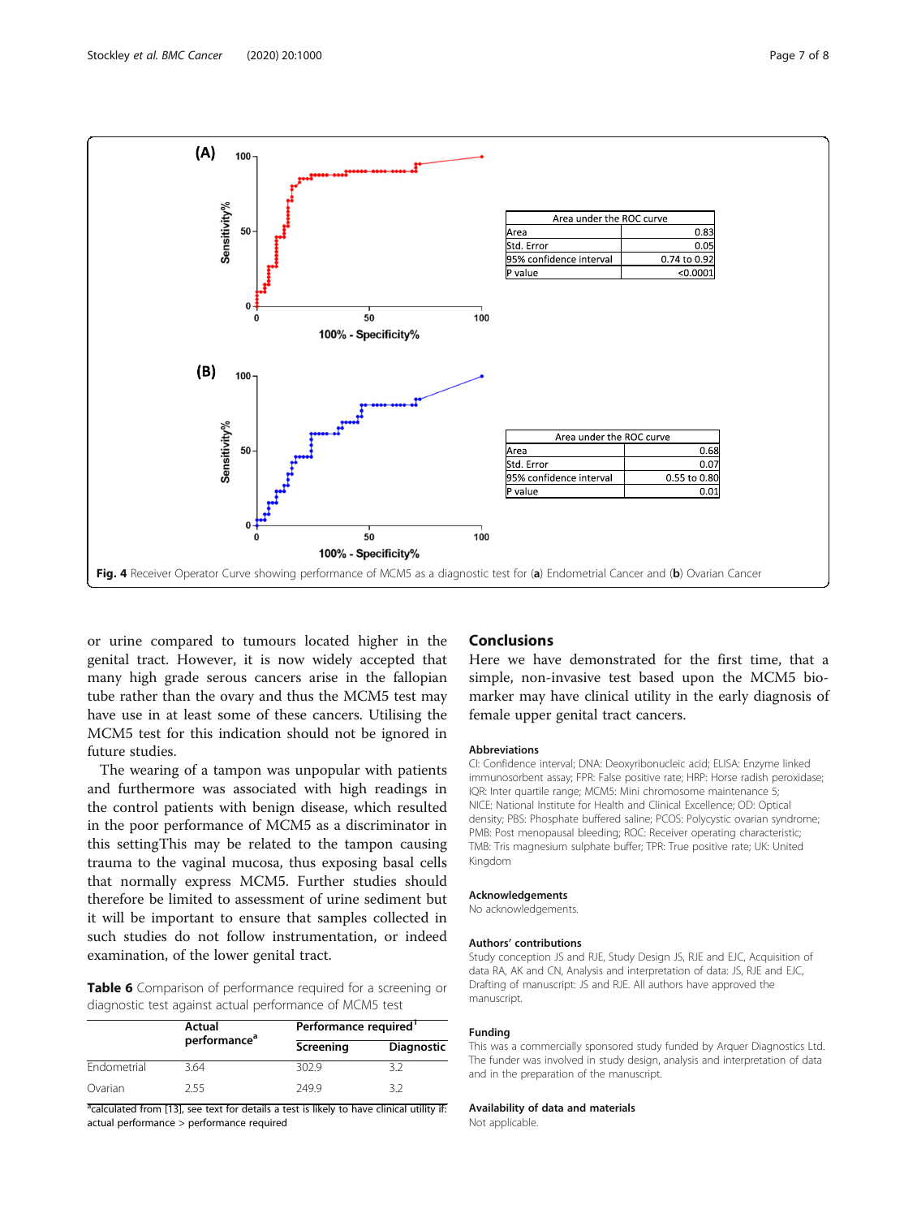Fig. 4 Receiver Operator Curve showing performance of MCM5 as a diagnostic test for (**a**) Endometrial Cancer and (**b**) Ovarian Cancer

or urine compared to tumours located higher in the genital tract. However, it is now widely accepted that many high grade serous cancers arise in the fallopian tube rather than the ovary and thus the MCM5 test may have use in at least some of these cancers. Utilising the MCM5 test for this indication should not be ignored in future studies.

The wearing of a tampon was unpopular with patients and furthermore was associated with high readings in the control patients with benign disease, which resulted in the poor performance of MCM5 as a discriminator in this settingThis may be related to the tampon causing trauma to the vaginal mucosa, thus exposing basal cells that normally express MCM5. Further studies should therefore be limited to assessment of urine sediment but it will be important to ensure that samples collected in such studies do not follow instrumentation, or indeed examination, of the lower genital tract.

**Table 6** Comparison of performance required for a screening or diagnostic test against actual performance of MCM5 test

| | Actual performance[a] | Performance required[1] | |
|---|---|---|---|
| | | Screening | Diagnostic |
| Endometrial | 3.64 | 302.9 | 3.2 |
| Ovarian | 2.55 | 249.9 | 3.2 |

[a]calculated from [13], see text for details a test is likely to have clinical utility if: actual performance > performance required

## Conclusions

Here we have demonstrated for the first time, that a simple, non-invasive test based upon the MCM5 biomarker may have clinical utility in the early diagnosis of female upper genital tract cancers.

### Abbreviations

CI: Confidence interval; DNA: Deoxyribonucleic acid; ELISA: Enzyme linked immunosorbent assay; FPR: False positive rate; HRP: Horse radish peroxidase; IQR: Inter quartile range; MCM5: Mini chromosome maintenance 5; NICE: National Institute for Health and Clinical Excellence; OD: Optical density; PBS: Phosphate buffered saline; PCOS: Polycystic ovarian syndrome; PMB: Post menopausal bleeding; ROC: Receiver operating characteristic; TMB: Tris magnesium sulphate buffer; TPR: True positive rate; UK: United Kingdom

### Acknowledgements

No acknowledgements.

### Authors' contributions

Study conception JS and RJE, Study Design JS, RJE and EJC, Acquisition of data RA, AK and CN, Analysis and interpretation of data: JS, RJE and EJC, Drafting of manuscript: JS and RJE. All authors have approved the manuscript.

### Funding

This was a commercially sponsored study funded by Arquer Diagnostics Ltd. The funder was involved in study design, analysis and interpretation of data and in the preparation of the manuscript.

### Availability of data and materials

Not applicable.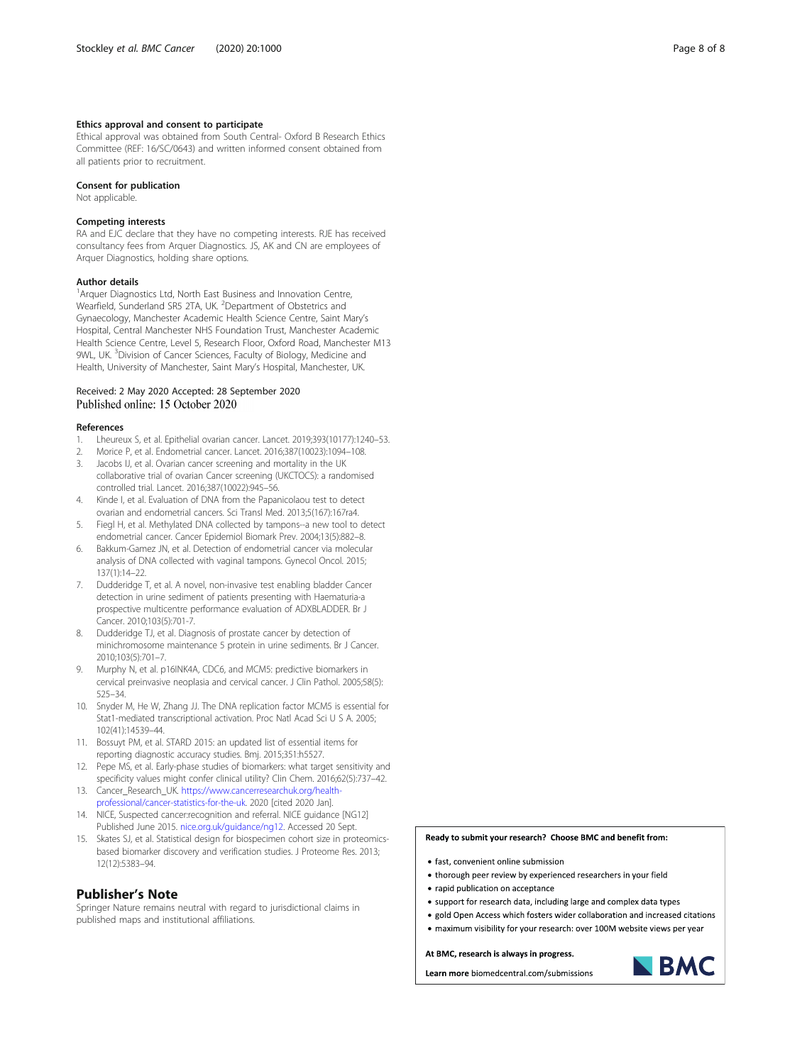#### Ethics approval and consent to participate
Ethical approval was obtained from South Central- Oxford B Research Ethics Committee (REF: 16/SC/0643) and written informed consent obtained from all patients prior to recruitment.

#### Consent for publication
Not applicable.

#### Competing interests
RA and EJC declare that they have no competing interests. RJE has received consultancy fees from Arquer Diagnostics. JS, AK and CN are employees of Arquer Diagnostics, holding share options.

#### Author details
[1]Arquer Diagnostics Ltd, North East Business and Innovation Centre, Wearfield, Sunderland SR5 2TA, UK. [2]Department of Obstetrics and Gynaecology, Manchester Academic Health Science Centre, Saint Mary's Hospital, Central Manchester NHS Foundation Trust, Manchester Academic Health Science Centre, Level 5, Research Floor, Oxford Road, Manchester M13 9WL, UK. [3]Division of Cancer Sciences, Faculty of Biology, Medicine and Health, University of Manchester, Saint Mary's Hospital, Manchester, UK.

Received: 2 May 2020 Accepted: 28 September 2020
Published online: 15 October 2020

#### References
1. Lheureux S, et al. Epithelial ovarian cancer. Lancet. 2019;393(10177):1240–53.
2. Morice P, et al. Endometrial cancer. Lancet. 2016;387(10023):1094–108.
3. Jacobs IJ, et al. Ovarian cancer screening and mortality in the UK collaborative trial of ovarian Cancer screening (UKCTOCS): a randomised controlled trial. Lancet. 2016;387(10022):945–56.
4. Kinde I, et al. Evaluation of DNA from the Papanicolaou test to detect ovarian and endometrial cancers. Sci Transl Med. 2013;5(167):167ra4.
5. Fiegl H, et al. Methylated DNA collected by tampons--a new tool to detect endometrial cancer. Cancer Epidemiol Biomark Prev. 2004;13(5):882–8.
6. Bakkum-Gamez JN, et al. Detection of endometrial cancer via molecular analysis of DNA collected with vaginal tampons. Gynecol Oncol. 2015; 137(1):14–22.
7. Dudderidge T, et al. A novel, non-invasive test enabling bladder Cancer detection in urine sediment of patients presenting with Haematuria-a prospective multicentre performance evaluation of ADXBLADDER. Br J Cancer. 2010;103(5):701-7.
8. Dudderidge TJ, et al. Diagnosis of prostate cancer by detection of minichromosome maintenance 5 protein in urine sediments. Br J Cancer. 2010;103(5):701–7.
9. Murphy N, et al. p16INK4A, CDC6, and MCM5: predictive biomarkers in cervical preinvasive neoplasia and cervical cancer. J Clin Pathol. 2005;58(5): 525–34.
10. Snyder M, He W, Zhang JJ. The DNA replication factor MCM5 is essential for Stat1-mediated transcriptional activation. Proc Natl Acad Sci U S A. 2005; 102(41):14539–44.
11. Bossuyt PM, et al. STARD 2015: an updated list of essential items for reporting diagnostic accuracy studies. Bmj. 2015;351:h5527.
12. Pepe MS, et al. Early-phase studies of biomarkers: what target sensitivity and specificity values might confer clinical utility? Clin Chem. 2016;62(5):737–42.
13. Cancer_Research_UK. https://www.cancerresearchuk.org/health-professional/cancer-statistics-for-the-uk. 2020 [cited 2020 Jan].
14. NICE, Suspected cancer:recognition and referral. NICE guidance [NG12] Published June 2015. nice.org.uk/guidance/ng12. Accessed 20 Sept.
15. Skates SJ, et al. Statistical design for biospecimen cohort size in proteomics-based biomarker discovery and verification studies. J Proteome Res. 2013; 12(12):5383–94.

## Publisher's Note
Springer Nature remains neutral with regard to jurisdictional claims in published maps and institutional affiliations.

**Ready to submit your research? Choose BMC and benefit from:**

- fast, convenient online submission
- thorough peer review by experienced researchers in your field
- rapid publication on acceptance
- support for research data, including large and complex data types
- gold Open Access which fosters wider collaboration and increased citations
- maximum visibility for your research: over 100M website views per year

**At BMC, research is always in progress.**

**Learn more** biomedcentral.com/submissions